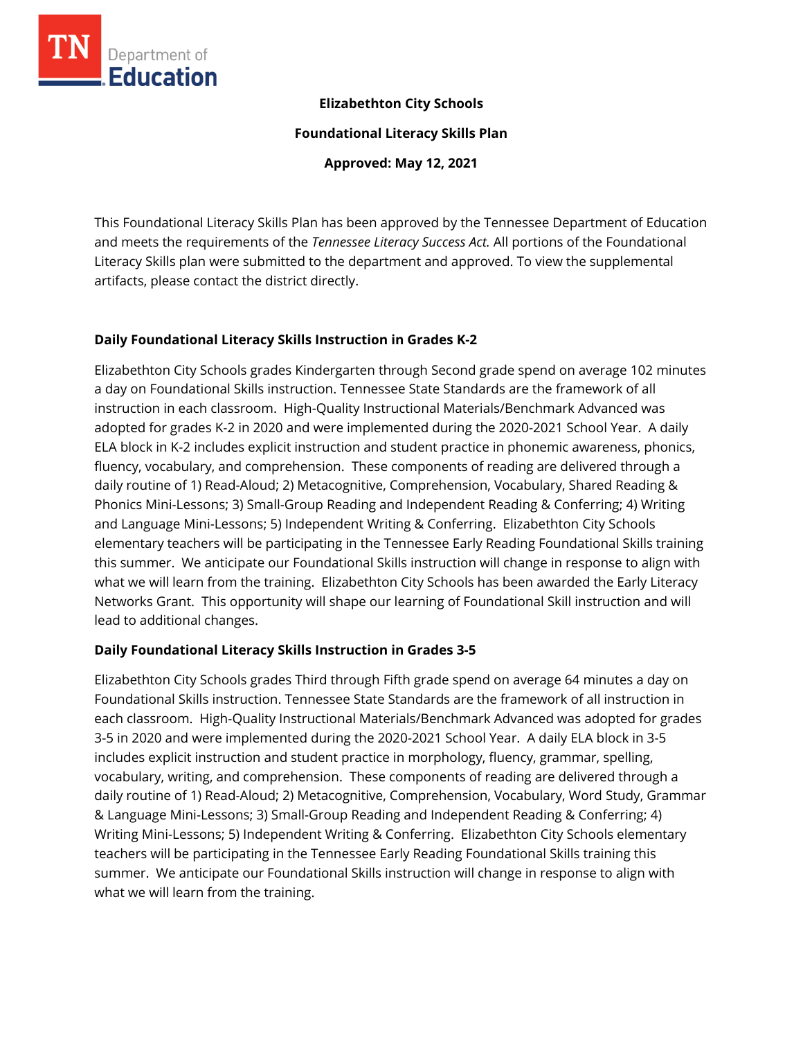**Elizabethton City Schools**

**Foundational Literacy Skills Plan**

**Approved: May 12, 2021**

This Foundational Literacy Skills Plan has been approved by the Tennessee Department of Education and meets the requirements of the *Tennessee Literacy Success Act.* All portions of the Foundational Literacy Skills plan were submitted to the department and approved. To view the supplemental artifacts, please contact the district directly.

## Daily Foundational Literacy Skills Instruction in Grades K-2

Elizabethton City Schools grades Kindergarten through Second grade spend on average 102 minutes a day on Foundational Skills instruction. Tennessee State Standards are the framework of all instruction in each classroom. High-Quality Instructional Materials/Benchmark Advanced was adopted for grades K-2 in 2020 and were implemented during the 2020-2021 School Year. A daily ELA block in K-2 includes explicit instruction and student practice in phonemic awareness, phonics, fluency, vocabulary, and comprehension. These components of reading are delivered through a daily routine of 1) Read-Aloud; 2) Metacognitive, Comprehension, Vocabulary, Shared Reading & Phonics Mini-Lessons; 3) Small-Group Reading and Independent Reading & Conferring; 4) Writing and Language Mini-Lessons; 5) Independent Writing & Conferring. Elizabethton City Schools elementary teachers will be participating in the Tennessee Early Reading Foundational Skills training this summer. We anticipate our Foundational Skills instruction will change in response to align with what we will learn from the training. Elizabethton City Schools has been awarded the Early Literacy Networks Grant. This opportunity will shape our learning of Foundational Skill instruction and will lead to additional changes.

## Daily Foundational Literacy Skills Instruction in Grades 3-5

Elizabethton City Schools grades Third through Fifth grade spend on average 64 minutes a day on Foundational Skills instruction. Tennessee State Standards are the framework of all instruction in each classroom. High-Quality Instructional Materials/Benchmark Advanced was adopted for grades 3-5 in 2020 and were implemented during the 2020-2021 School Year. A daily ELA block in 3-5 includes explicit instruction and student practice in morphology, fluency, grammar, spelling, vocabulary, writing, and comprehension. These components of reading are delivered through a daily routine of 1) Read-Aloud; 2) Metacognitive, Comprehension, Vocabulary, Word Study, Grammar & Language Mini-Lessons; 3) Small-Group Reading and Independent Reading & Conferring; 4) Writing Mini-Lessons; 5) Independent Writing & Conferring. Elizabethton City Schools elementary teachers will be participating in the Tennessee Early Reading Foundational Skills training this summer. We anticipate our Foundational Skills instruction will change in response to align with what we will learn from the training.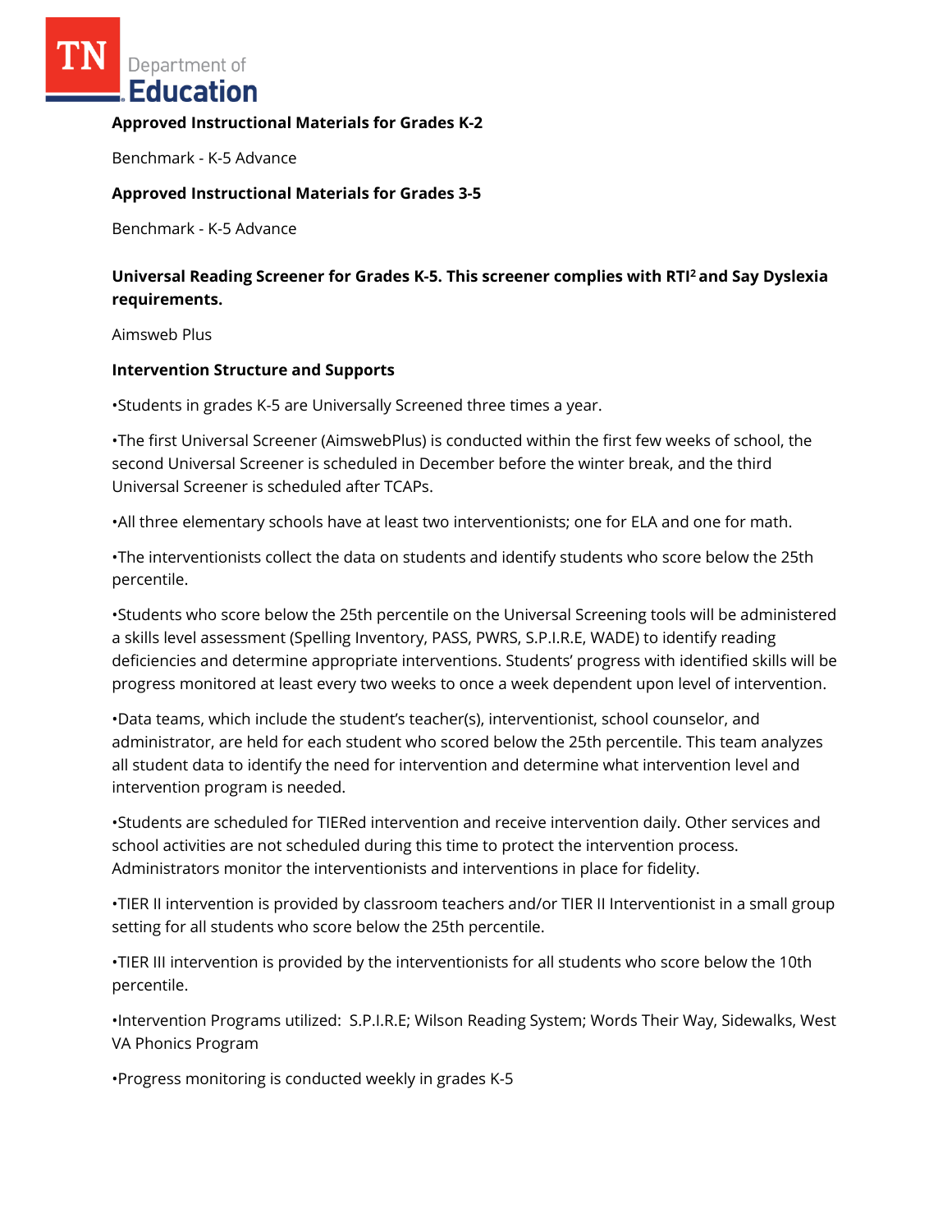**Approved Instructional Materials for Grades K-2**

Benchmark - K-5 Advance

**Approved Instructional Materials for Grades 3-5**

Benchmark - K-5 Advance

**Universal Reading Screener for Grades K-5. This screener complies with RTI[2] and Say Dyslexia requirements.**

Aimsweb Plus

**Intervention Structure and Supports**

•Students in grades K-5 are Universally Screened three times a year.

•The first Universal Screener (AimswebPlus) is conducted within the first few weeks of school, the second Universal Screener is scheduled in December before the winter break, and the third Universal Screener is scheduled after TCAPs.

•All three elementary schools have at least two interventionists; one for ELA and one for math.

•The interventionists collect the data on students and identify students who score below the 25th percentile.

•Students who score below the 25th percentile on the Universal Screening tools will be administered a skills level assessment (Spelling Inventory, PASS, PWRS, S.P.I.R.E, WADE) to identify reading deficiencies and determine appropriate interventions. Students' progress with identified skills will be progress monitored at least every two weeks to once a week dependent upon level of intervention.

•Data teams, which include the student's teacher(s), interventionist, school counselor, and administrator, are held for each student who scored below the 25th percentile. This team analyzes all student data to identify the need for intervention and determine what intervention level and intervention program is needed.

•Students are scheduled for TIERed intervention and receive intervention daily. Other services and school activities are not scheduled during this time to protect the intervention process. Administrators monitor the interventionists and interventions in place for fidelity.

•TIER II intervention is provided by classroom teachers and/or TIER II Interventionist in a small group setting for all students who score below the 25th percentile.

•TIER III intervention is provided by the interventionists for all students who score below the 10th percentile.

•Intervention Programs utilized: S.P.I.R.E; Wilson Reading System; Words Their Way, Sidewalks, West VA Phonics Program

•Progress monitoring is conducted weekly in grades K-5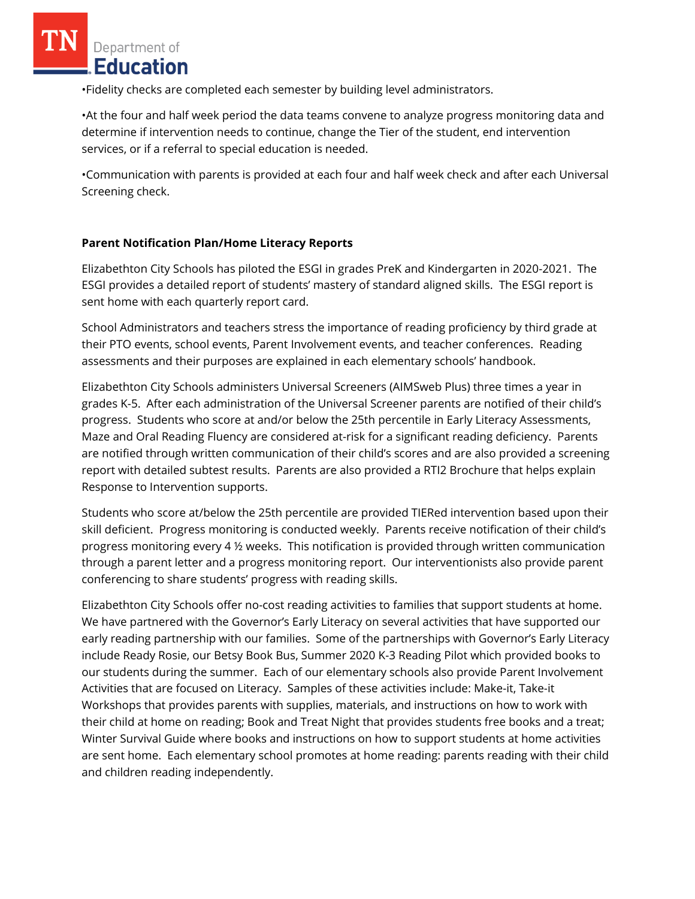•Fidelity checks are completed each semester by building level administrators.

•At the four and half week period the data teams convene to analyze progress monitoring data and determine if intervention needs to continue, change the Tier of the student, end intervention services, or if a referral to special education is needed.

•Communication with parents is provided at each four and half week check and after each Universal Screening check.

**Parent Notification Plan/Home Literacy Reports**

Elizabethton City Schools has piloted the ESGI in grades PreK and Kindergarten in 2020-2021. The ESGI provides a detailed report of students' mastery of standard aligned skills. The ESGI report is sent home with each quarterly report card.

School Administrators and teachers stress the importance of reading proficiency by third grade at their PTO events, school events, Parent Involvement events, and teacher conferences. Reading assessments and their purposes are explained in each elementary schools' handbook.

Elizabethton City Schools administers Universal Screeners (AIMSweb Plus) three times a year in grades K-5. After each administration of the Universal Screener parents are notified of their child's progress. Students who score at and/or below the 25th percentile in Early Literacy Assessments, Maze and Oral Reading Fluency are considered at-risk for a significant reading deficiency. Parents are notified through written communication of their child's scores and are also provided a screening report with detailed subtest results. Parents are also provided a RTI2 Brochure that helps explain Response to Intervention supports.

Students who score at/below the 25th percentile are provided TIERed intervention based upon their skill deficient. Progress monitoring is conducted weekly. Parents receive notification of their child's progress monitoring every 4 ½ weeks. This notification is provided through written communication through a parent letter and a progress monitoring report. Our interventionists also provide parent conferencing to share students' progress with reading skills.

Elizabethton City Schools offer no-cost reading activities to families that support students at home. We have partnered with the Governor's Early Literacy on several activities that have supported our early reading partnership with our families. Some of the partnerships with Governor's Early Literacy include Ready Rosie, our Betsy Book Bus, Summer 2020 K-3 Reading Pilot which provided books to our students during the summer. Each of our elementary schools also provide Parent Involvement Activities that are focused on Literacy. Samples of these activities include: Make-it, Take-it Workshops that provides parents with supplies, materials, and instructions on how to work with their child at home on reading; Book and Treat Night that provides students free books and a treat; Winter Survival Guide where books and instructions on how to support students at home activities are sent home. Each elementary school promotes at home reading: parents reading with their child and children reading independently.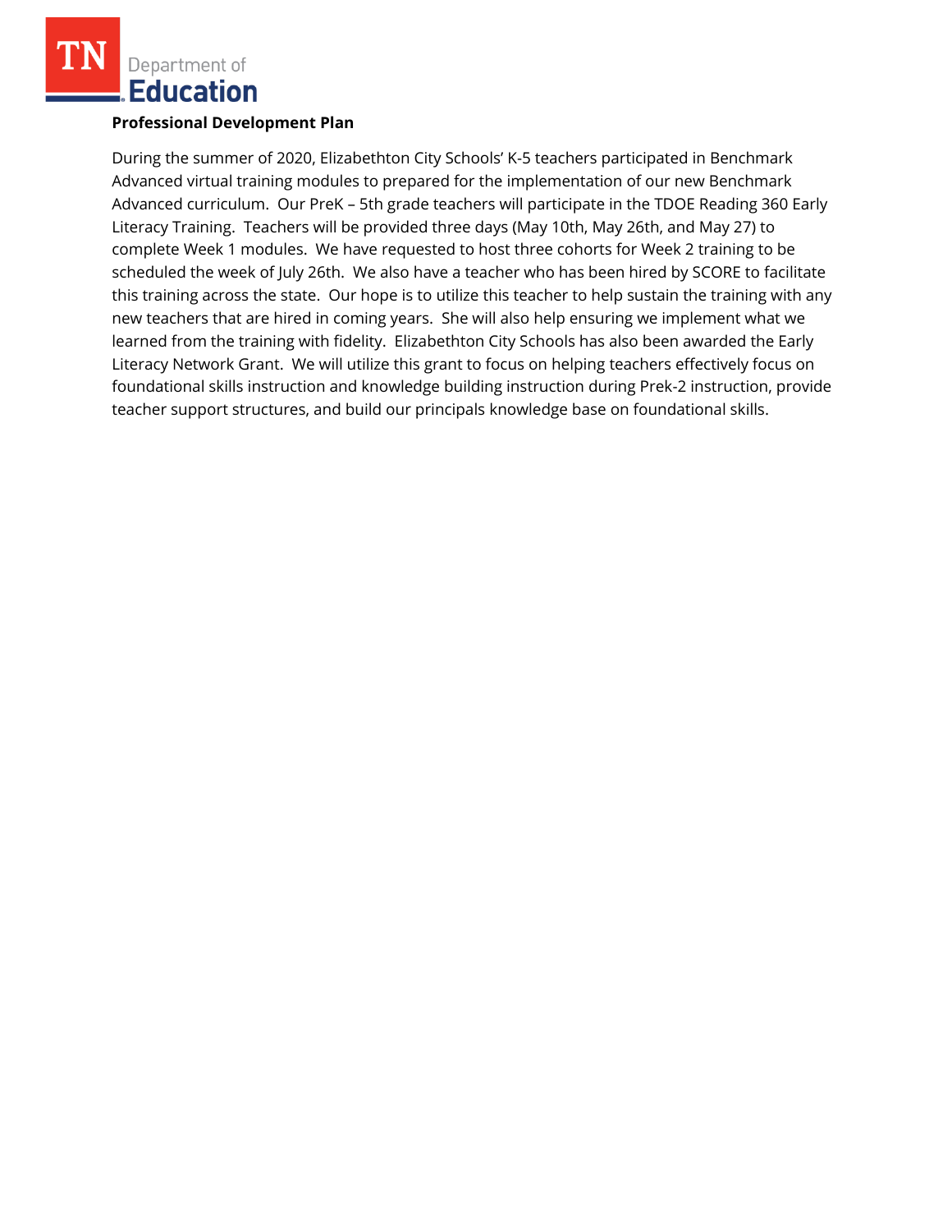**Professional Development Plan**

During the summer of 2020, Elizabethton City Schools' K-5 teachers participated in Benchmark Advanced virtual training modules to prepared for the implementation of our new Benchmark Advanced curriculum. Our PreK – 5th grade teachers will participate in the TDOE Reading 360 Early Literacy Training. Teachers will be provided three days (May 10th, May 26th, and May 27) to complete Week 1 modules. We have requested to host three cohorts for Week 2 training to be scheduled the week of July 26th. We also have a teacher who has been hired by SCORE to facilitate this training across the state. Our hope is to utilize this teacher to help sustain the training with any new teachers that are hired in coming years. She will also help ensuring we implement what we learned from the training with fidelity. Elizabethton City Schools has also been awarded the Early Literacy Network Grant. We will utilize this grant to focus on helping teachers effectively focus on foundational skills instruction and knowledge building instruction during Prek-2 instruction, provide teacher support structures, and build our principals knowledge base on foundational skills.